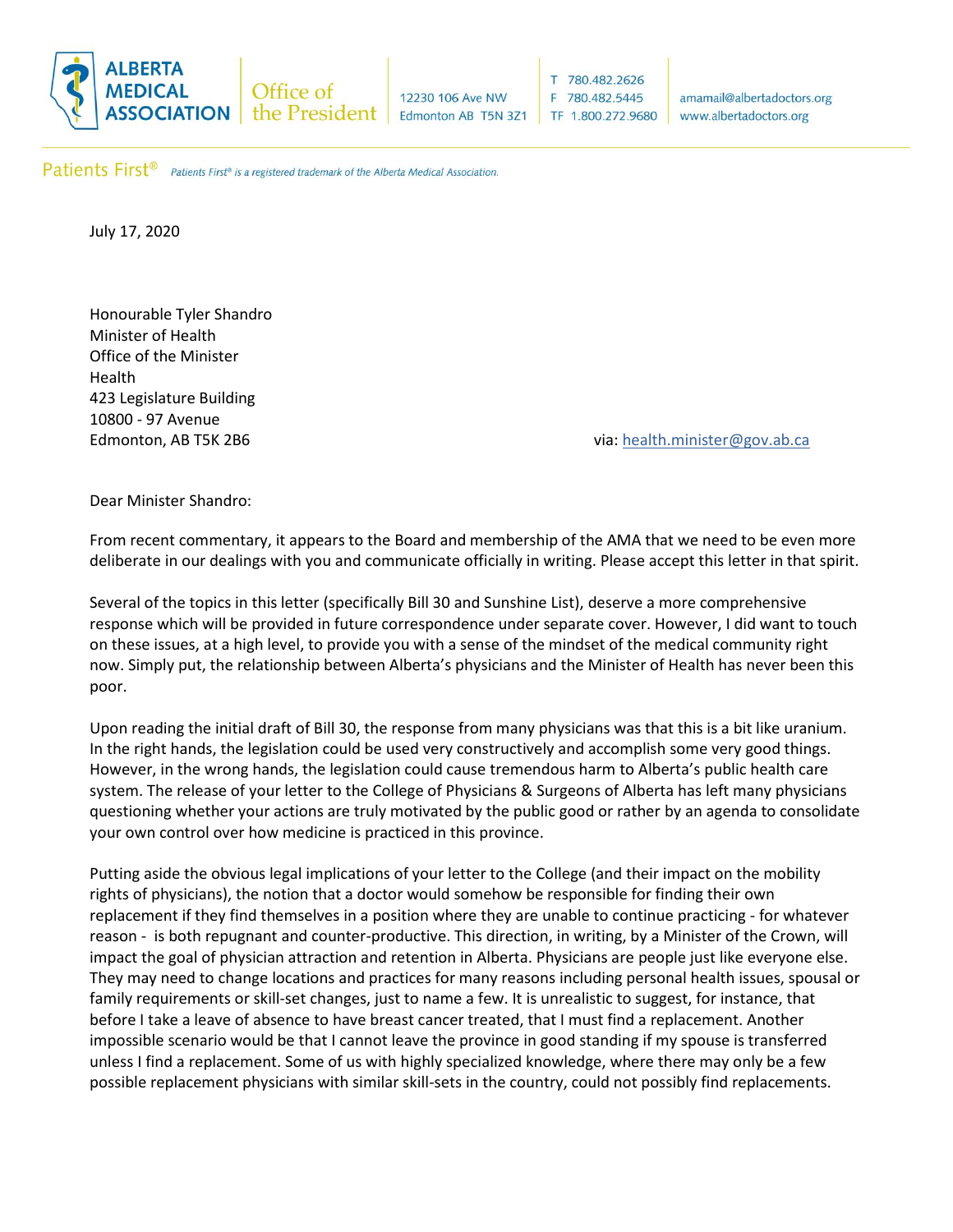**ALBERTA MEDICAL ASSOCIATION** | Office of the President | 12230 106 Ave NW, Edmonton AB T5N 3Z1 | T 780.482.2626 F 780.482.5445 TF 1.800.272.9680 | amamail@albertadoctors.org www.albertadoctors.org

Patients First® *Patients First® is a registered trademark of the Alberta Medical Association.*

July 17, 2020

Honourable Tyler Shandro
Minister of Health
Office of the Minister
Health
423 Legislature Building
10800 - 97 Avenue
Edmonton, AB T5K 2B6

via: health.minister@gov.ab.ca

Dear Minister Shandro:

From recent commentary, it appears to the Board and membership of the AMA that we need to be even more deliberate in our dealings with you and communicate officially in writing. Please accept this letter in that spirit.

Several of the topics in this letter (specifically Bill 30 and Sunshine List), deserve a more comprehensive response which will be provided in future correspondence under separate cover. However, I did want to touch on these issues, at a high level, to provide you with a sense of the mindset of the medical community right now. Simply put, the relationship between Alberta's physicians and the Minister of Health has never been this poor.

Upon reading the initial draft of Bill 30, the response from many physicians was that this is a bit like uranium. In the right hands, the legislation could be used very constructively and accomplish some very good things. However, in the wrong hands, the legislation could cause tremendous harm to Alberta's public health care system. The release of your letter to the College of Physicians & Surgeons of Alberta has left many physicians questioning whether your actions are truly motivated by the public good or rather by an agenda to consolidate your own control over how medicine is practiced in this province.

Putting aside the obvious legal implications of your letter to the College (and their impact on the mobility rights of physicians), the notion that a doctor would somehow be responsible for finding their own replacement if they find themselves in a position where they are unable to continue practicing - for whatever reason - is both repugnant and counter-productive. This direction, in writing, by a Minister of the Crown, will impact the goal of physician attraction and retention in Alberta. Physicians are people just like everyone else. They may need to change locations and practices for many reasons including personal health issues, spousal or family requirements or skill-set changes, just to name a few. It is unrealistic to suggest, for instance, that before I take a leave of absence to have breast cancer treated, that I must find a replacement. Another impossible scenario would be that I cannot leave the province in good standing if my spouse is transferred unless I find a replacement. Some of us with highly specialized knowledge, where there may only be a few possible replacement physicians with similar skill-sets in the country, could not possibly find replacements.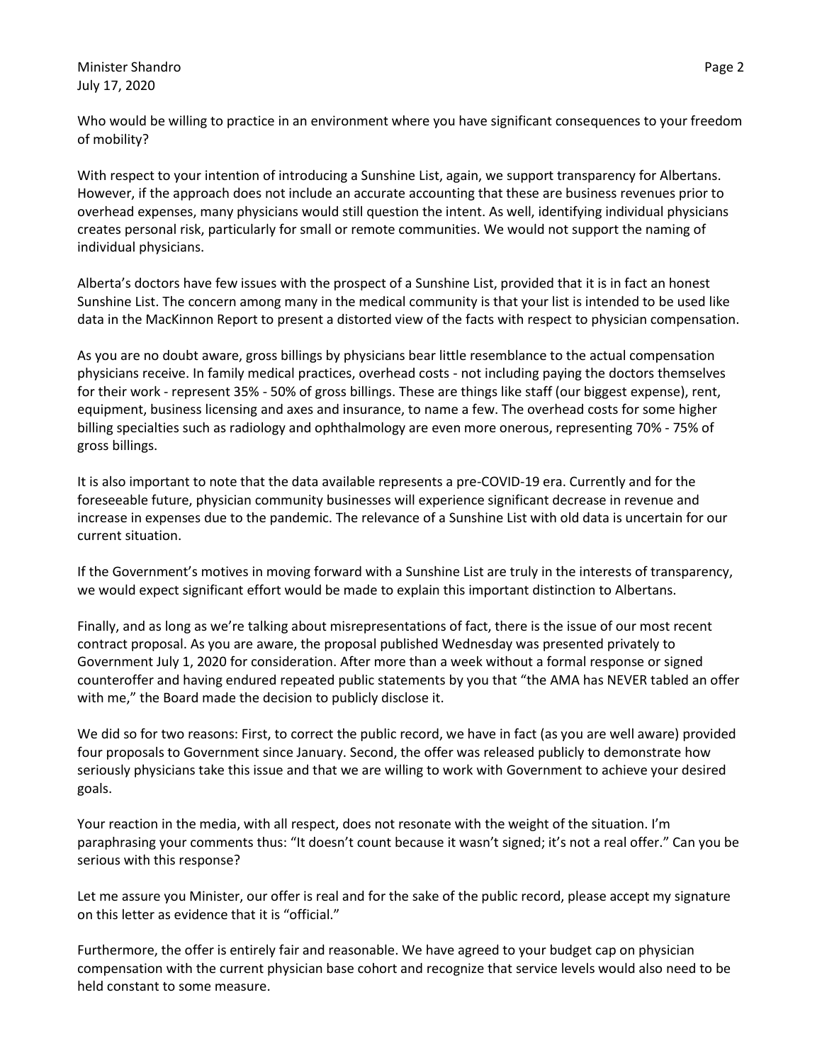Who would be willing to practice in an environment where you have significant consequences to your freedom of mobility?

With respect to your intention of introducing a Sunshine List, again, we support transparency for Albertans. However, if the approach does not include an accurate accounting that these are business revenues prior to overhead expenses, many physicians would still question the intent. As well, identifying individual physicians creates personal risk, particularly for small or remote communities. We would not support the naming of individual physicians.

Alberta's doctors have few issues with the prospect of a Sunshine List, provided that it is in fact an honest Sunshine List. The concern among many in the medical community is that your list is intended to be used like data in the MacKinnon Report to present a distorted view of the facts with respect to physician compensation.

As you are no doubt aware, gross billings by physicians bear little resemblance to the actual compensation physicians receive. In family medical practices, overhead costs - not including paying the doctors themselves for their work - represent 35% - 50% of gross billings. These are things like staff (our biggest expense), rent, equipment, business licensing and axes and insurance, to name a few. The overhead costs for some higher billing specialties such as radiology and ophthalmology are even more onerous, representing 70% - 75% of gross billings.

It is also important to note that the data available represents a pre-COVID-19 era. Currently and for the foreseeable future, physician community businesses will experience significant decrease in revenue and increase in expenses due to the pandemic. The relevance of a Sunshine List with old data is uncertain for our current situation.

If the Government's motives in moving forward with a Sunshine List are truly in the interests of transparency, we would expect significant effort would be made to explain this important distinction to Albertans.

Finally, and as long as we're talking about misrepresentations of fact, there is the issue of our most recent contract proposal. As you are aware, the proposal published Wednesday was presented privately to Government July 1, 2020 for consideration. After more than a week without a formal response or signed counteroffer and having endured repeated public statements by you that "the AMA has NEVER tabled an offer with me," the Board made the decision to publicly disclose it.

We did so for two reasons: First, to correct the public record, we have in fact (as you are well aware) provided four proposals to Government since January. Second, the offer was released publicly to demonstrate how seriously physicians take this issue and that we are willing to work with Government to achieve your desired goals.

Your reaction in the media, with all respect, does not resonate with the weight of the situation. I'm paraphrasing your comments thus: "It doesn't count because it wasn't signed; it's not a real offer." Can you be serious with this response?

Let me assure you Minister, our offer is real and for the sake of the public record, please accept my signature on this letter as evidence that it is "official."

Furthermore, the offer is entirely fair and reasonable. We have agreed to your budget cap on physician compensation with the current physician base cohort and recognize that service levels would also need to be held constant to some measure.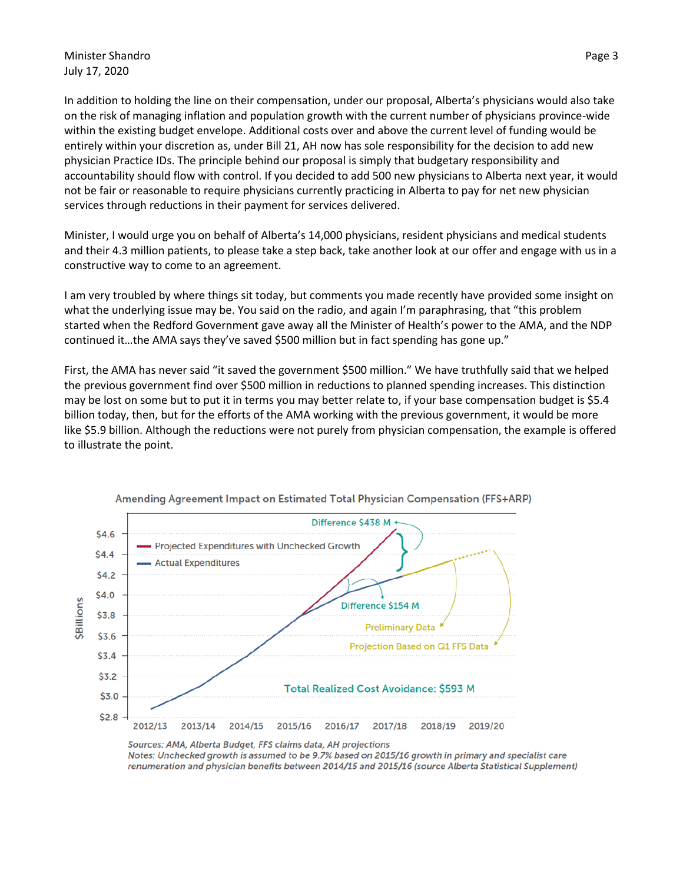Minister Shandro
July 17, 2020

In addition to holding the line on their compensation, under our proposal, Alberta's physicians would also take on the risk of managing inflation and population growth with the current number of physicians province-wide within the existing budget envelope. Additional costs over and above the current level of funding would be entirely within your discretion as, under Bill 21, AH now has sole responsibility for the decision to add new physician Practice IDs. The principle behind our proposal is simply that budgetary responsibility and accountability should flow with control. If you decided to add 500 new physicians to Alberta next year, it would not be fair or reasonable to require physicians currently practicing in Alberta to pay for net new physician services through reductions in their payment for services delivered.

Minister, I would urge you on behalf of Alberta's 14,000 physicians, resident physicians and medical students and their 4.3 million patients, to please take a step back, take another look at our offer and engage with us in a constructive way to come to an agreement.

I am very troubled by where things sit today, but comments you made recently have provided some insight on what the underlying issue may be. You said on the radio, and again I'm paraphrasing, that "this problem started when the Redford Government gave away all the Minister of Health's power to the AMA, and the NDP continued it…the AMA says they've saved $500 million but in fact spending has gone up."

First, the AMA has never said "it saved the government $500 million." We have truthfully said that we helped the previous government find over $500 million in reductions to planned spending increases. This distinction may be lost on some but to put it in terms you may better relate to, if your base compensation budget is $5.4 billion today, then, but for the efforts of the AMA working with the previous government, it would be more like $5.9 billion. Although the reductions were not purely from physician compensation, the example is offered to illustrate the point.

Amending Agreement Impact on Estimated Total Physician Compensation (FFS+ARP)

- Projected Expenditures with Unchecked Growth
- Actual Expenditures

Difference $438 M

Difference $154 M

Preliminary Data

Projection Based on Q1 FFS Data

Total Realized Cost Avoidance: $593 M

$Billions: $2.8 – $4.6; 2012/13 – 2019/20

*Sources: AMA, Alberta Budget, FFS claims data, AH projections*
*Notes: Unchecked growth is assumed to be 9.7% based on 2015/16 growth in primary and specialist care renumeration and physician benefits between 2014/15 and 2015/16 (source Alberta Statistical Supplement)*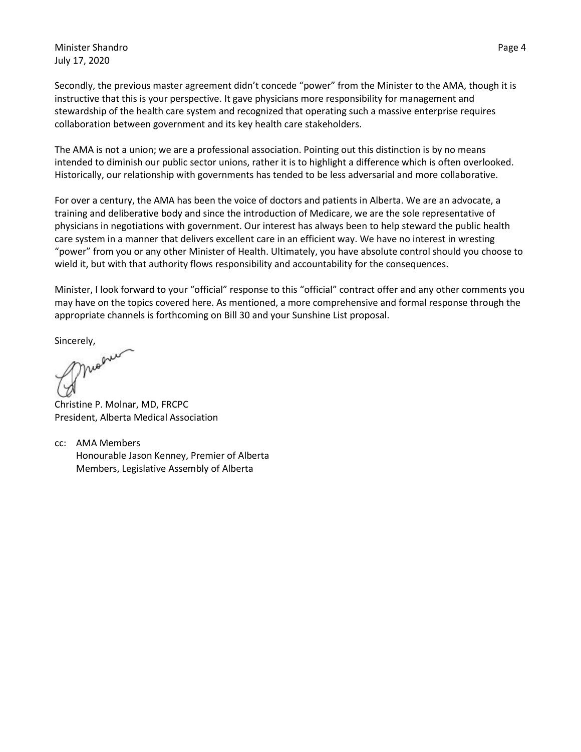Secondly, the previous master agreement didn't concede "power" from the Minister to the AMA, though it is instructive that this is your perspective. It gave physicians more responsibility for management and stewardship of the health care system and recognized that operating such a massive enterprise requires collaboration between government and its key health care stakeholders.

The AMA is not a union; we are a professional association. Pointing out this distinction is by no means intended to diminish our public sector unions, rather it is to highlight a difference which is often overlooked. Historically, our relationship with governments has tended to be less adversarial and more collaborative.

For over a century, the AMA has been the voice of doctors and patients in Alberta. We are an advocate, a training and deliberative body and since the introduction of Medicare, we are the sole representative of physicians in negotiations with government. Our interest has always been to help steward the public health care system in a manner that delivers excellent care in an efficient way. We have no interest in wresting "power" from you or any other Minister of Health. Ultimately, you have absolute control should you choose to wield it, but with that authority flows responsibility and accountability for the consequences.

Minister, I look forward to your "official" response to this "official" contract offer and any other comments you may have on the topics covered here. As mentioned, a more comprehensive and formal response through the appropriate channels is forthcoming on Bill 30 and your Sunshine List proposal.

Sincerely,

Christine P. Molnar, MD, FRCPC
President, Alberta Medical Association

cc: AMA Members
Honourable Jason Kenney, Premier of Alberta
Members, Legislative Assembly of Alberta